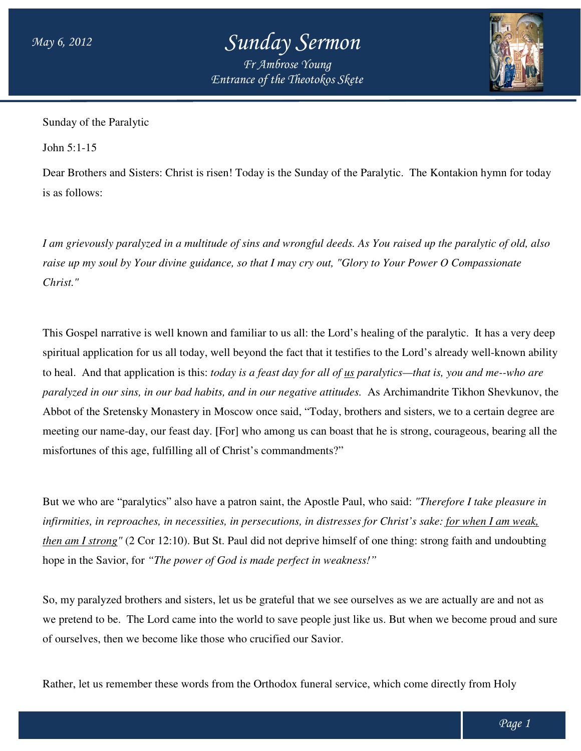# Sunday Sermon

*Fr Ambrose Young*
*Entrance of the Theotokos Skete*

May 6, 2012

Sunday of the Paralytic

John 5:1-15

Dear Brothers and Sisters: Christ is risen! Today is the Sunday of the Paralytic. The Kontakion hymn for today is as follows:

*I am grievously paralyzed in a multitude of sins and wrongful deeds. As You raised up the paralytic of old, also raise up my soul by Your divine guidance, so that I may cry out, "Glory to Your Power O Compassionate Christ."*

This Gospel narrative is well known and familiar to us all: the Lord's healing of the paralytic. It has a very deep spiritual application for us all today, well beyond the fact that it testifies to the Lord's already well-known ability to heal. And that application is this: *today is a feast day for all of* <u>*us*</u> *paralytics—that is, you and me--who are paralyzed in our sins, in our bad habits, and in our negative attitudes.* As Archimandrite Tikhon Shevkunov, the Abbot of the Sretensky Monastery in Moscow once said, "Today, brothers and sisters, we to a certain degree are meeting our name-day, our feast day. [For] who among us can boast that he is strong, courageous, bearing all the misfortunes of this age, fulfilling all of Christ's commandments?"

But we who are "paralytics" also have a patron saint, the Apostle Paul, who said: *"Therefore I take pleasure in infirmities, in reproaches, in necessities, in persecutions, in distresses for Christ's sake:* <u>*for when I am weak, then am I strong*</u>*"* (2 Cor 12:10). But St. Paul did not deprive himself of one thing: strong faith and undoubting hope in the Savior, for *"The power of God is made perfect in weakness!"*

So, my paralyzed brothers and sisters, let us be grateful that we see ourselves as we are actually are and not as we pretend to be. The Lord came into the world to save people just like us. But when we become proud and sure of ourselves, then we become like those who crucified our Savior.

Rather, let us remember these words from the Orthodox funeral service, which come directly from Holy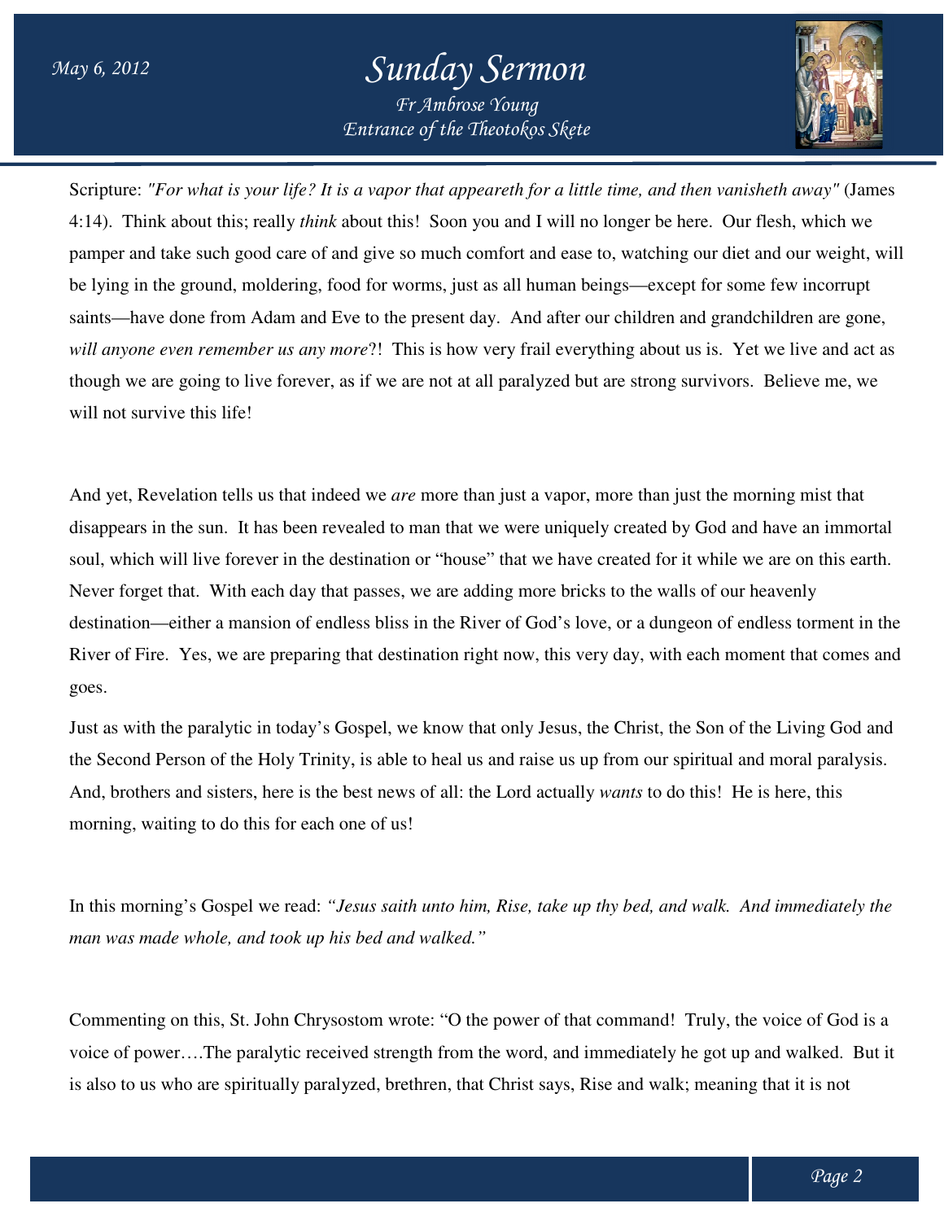Scripture: *"For what is your life? It is a vapor that appeareth for a little time, and then vanisheth away"* (James 4:14). Think about this; really *think* about this! Soon you and I will no longer be here. Our flesh, which we pamper and take such good care of and give so much comfort and ease to, watching our diet and our weight, will be lying in the ground, moldering, food for worms, just as all human beings—except for some few incorrupt saints—have done from Adam and Eve to the present day. And after our children and grandchildren are gone, *will anyone even remember us any more*?! This is how very frail everything about us is. Yet we live and act as though we are going to live forever, as if we are not at all paralyzed but are strong survivors. Believe me, we will not survive this life!

And yet, Revelation tells us that indeed we *are* more than just a vapor, more than just the morning mist that disappears in the sun. It has been revealed to man that we were uniquely created by God and have an immortal soul, which will live forever in the destination or "house" that we have created for it while we are on this earth. Never forget that. With each day that passes, we are adding more bricks to the walls of our heavenly destination—either a mansion of endless bliss in the River of God's love, or a dungeon of endless torment in the River of Fire. Yes, we are preparing that destination right now, this very day, with each moment that comes and goes.

Just as with the paralytic in today's Gospel, we know that only Jesus, the Christ, the Son of the Living God and the Second Person of the Holy Trinity, is able to heal us and raise us up from our spiritual and moral paralysis. And, brothers and sisters, here is the best news of all: the Lord actually *wants* to do this! He is here, this morning, waiting to do this for each one of us!

In this morning's Gospel we read: *"Jesus saith unto him, Rise, take up thy bed, and walk. And immediately the man was made whole, and took up his bed and walked."*

Commenting on this, St. John Chrysostom wrote: "O the power of that command! Truly, the voice of God is a voice of power….The paralytic received strength from the word, and immediately he got up and walked. But it is also to us who are spiritually paralyzed, brethren, that Christ says, Rise and walk; meaning that it is not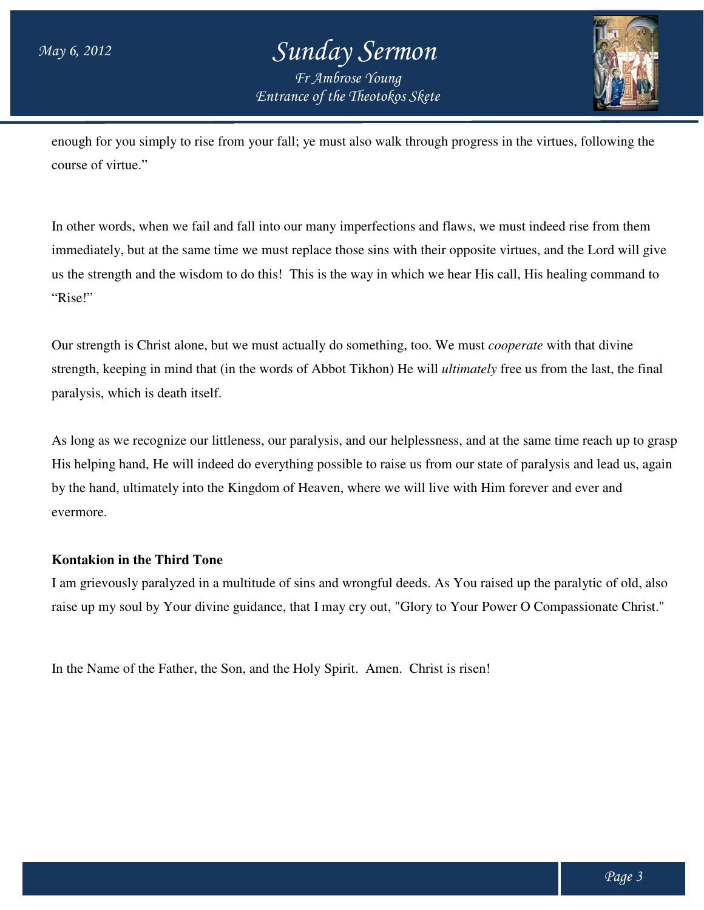enough for you simply to rise from your fall; ye must also walk through progress in the virtues, following the course of virtue."

In other words, when we fail and fall into our many imperfections and flaws, we must indeed rise from them immediately, but at the same time we must replace those sins with their opposite virtues, and the Lord will give us the strength and the wisdom to do this! This is the way in which we hear His call, His healing command to "Rise!"

Our strength is Christ alone, but we must actually do something, too. We must *cooperate* with that divine strength, keeping in mind that (in the words of Abbot Tikhon) He will *ultimately* free us from the last, the final paralysis, which is death itself.

As long as we recognize our littleness, our paralysis, and our helplessness, and at the same time reach up to grasp His helping hand, He will indeed do everything possible to raise us from our state of paralysis and lead us, again by the hand, ultimately into the Kingdom of Heaven, where we will live with Him forever and ever and evermore.

**Kontakion in the Third Tone**

I am grievously paralyzed in a multitude of sins and wrongful deeds. As You raised up the paralytic of old, also raise up my soul by Your divine guidance, that I may cry out, "Glory to Your Power O Compassionate Christ."

In the Name of the Father, the Son, and the Holy Spirit. Amen. Christ is risen!